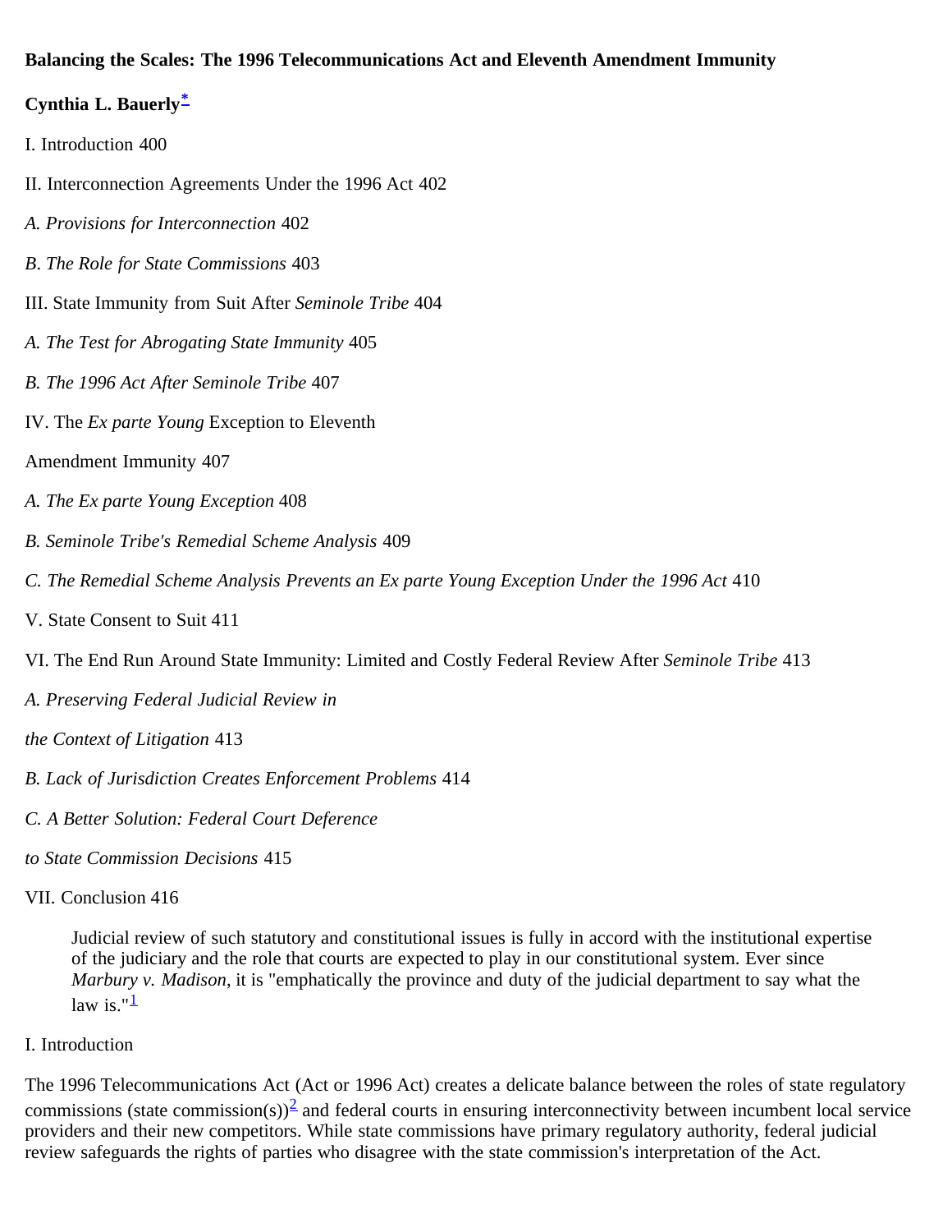**Balancing the Scales: The 1996 Telecommunications Act and Eleventh Amendment Immunity**

**Cynthia L. Bauerly[*]**

I. Introduction 400

II. Interconnection Agreements Under the 1996 Act 402

*A. Provisions for Interconnection* 402

*B. The Role for State Commissions* 403

III. State Immunity from Suit After *Seminole Tribe* 404

*A. The Test for Abrogating State Immunity* 405

*B. The 1996 Act After Seminole Tribe* 407

IV. The *Ex parte Young* Exception to Eleventh

Amendment Immunity 407

*A. The Ex parte Young Exception* 408

*B. Seminole Tribe's Remedial Scheme Analysis* 409

*C. The Remedial Scheme Analysis Prevents an Ex parte Young Exception Under the 1996 Act* 410

V. State Consent to Suit 411

VI. The End Run Around State Immunity: Limited and Costly Federal Review After *Seminole Tribe* 413

*A. Preserving Federal Judicial Review in*

*the Context of Litigation* 413

*B. Lack of Jurisdiction Creates Enforcement Problems* 414

*C. A Better Solution: Federal Court Deference*

*to State Commission Decisions* 415

VII. Conclusion 416

> Judicial review of such statutory and constitutional issues is fully in accord with the institutional expertise of the judiciary and the role that courts are expected to play in our constitutional system. Ever since *Marbury v. Madison*, it is "emphatically the province and duty of the judicial department to say what the law is."[1]

I. Introduction

The 1996 Telecommunications Act (Act or 1996 Act) creates a delicate balance between the roles of state regulatory commissions (state commission(s))[2] and federal courts in ensuring interconnectivity between incumbent local service providers and their new competitors. While state commissions have primary regulatory authority, federal judicial review safeguards the rights of parties who disagree with the state commission's interpretation of the Act.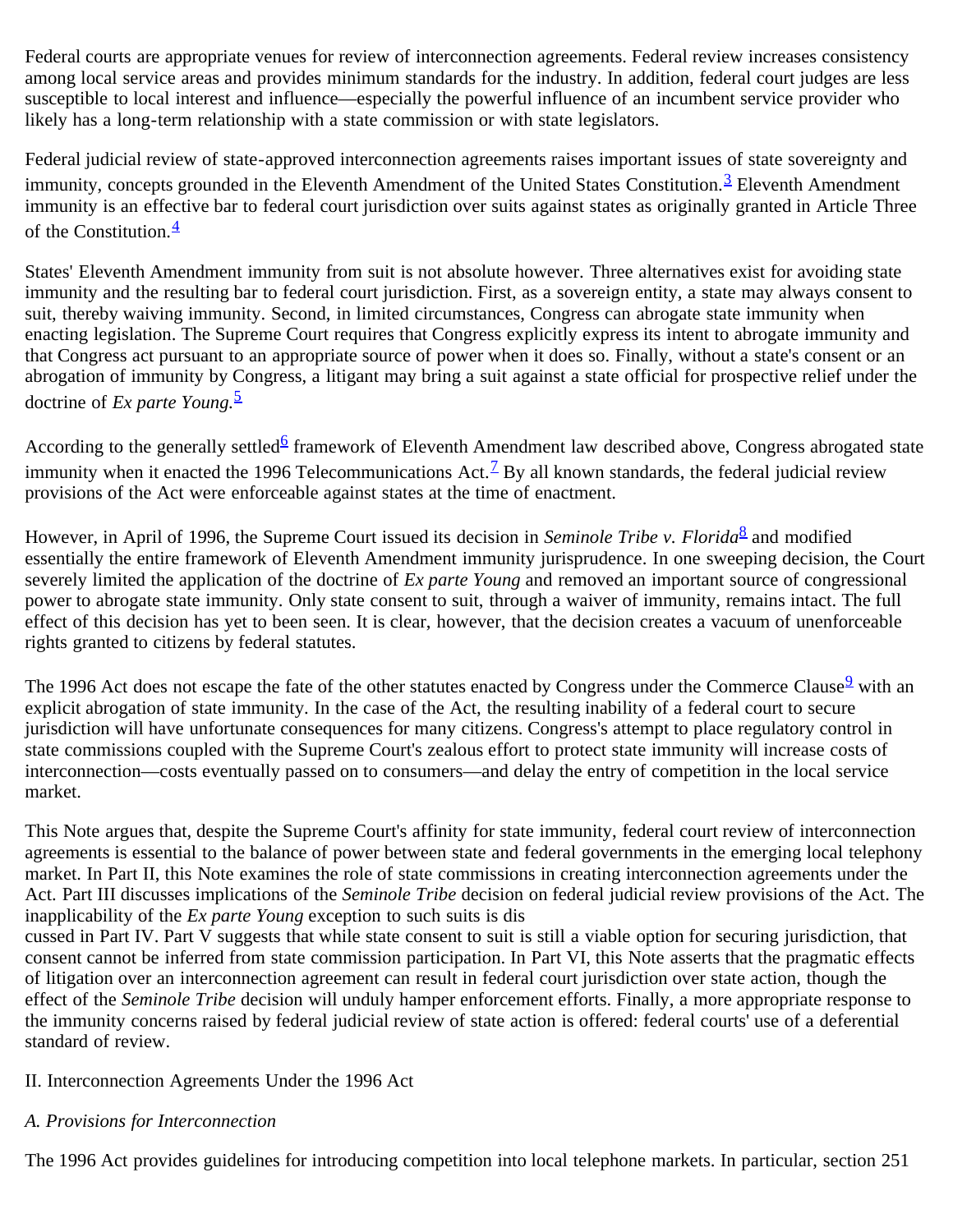Federal courts are appropriate venues for review of interconnection agreements. Federal review increases consistency among local service areas and provides minimum standards for the industry. In addition, federal court judges are less susceptible to local interest and influence—especially the powerful influence of an incumbent service provider who likely has a long-term relationship with a state commission or with state legislators.

Federal judicial review of state-approved interconnection agreements raises important issues of state sovereignty and immunity, concepts grounded in the Eleventh Amendment of the United States Constitution.[3] Eleventh Amendment immunity is an effective bar to federal court jurisdiction over suits against states as originally granted in Article Three of the Constitution.[4]

States' Eleventh Amendment immunity from suit is not absolute however. Three alternatives exist for avoiding state immunity and the resulting bar to federal court jurisdiction. First, as a sovereign entity, a state may always consent to suit, thereby waiving immunity. Second, in limited circumstances, Congress can abrogate state immunity when enacting legislation. The Supreme Court requires that Congress explicitly express its intent to abrogate immunity and that Congress act pursuant to an appropriate source of power when it does so. Finally, without a state's consent or an abrogation of immunity by Congress, a litigant may bring a suit against a state official for prospective relief under the doctrine of *Ex parte Young*.[5]

According to the generally settled[6] framework of Eleventh Amendment law described above, Congress abrogated state immunity when it enacted the 1996 Telecommunications Act.[7] By all known standards, the federal judicial review provisions of the Act were enforceable against states at the time of enactment.

However, in April of 1996, the Supreme Court issued its decision in *Seminole Tribe v. Florida*[8] and modified essentially the entire framework of Eleventh Amendment immunity jurisprudence. In one sweeping decision, the Court severely limited the application of the doctrine of *Ex parte Young* and removed an important source of congressional power to abrogate state immunity. Only state consent to suit, through a waiver of immunity, remains intact. The full effect of this decision has yet to been seen. It is clear, however, that the decision creates a vacuum of unenforceable rights granted to citizens by federal statutes.

The 1996 Act does not escape the fate of the other statutes enacted by Congress under the Commerce Clause[9] with an explicit abrogation of state immunity. In the case of the Act, the resulting inability of a federal court to secure jurisdiction will have unfortunate consequences for many citizens. Congress's attempt to place regulatory control in state commissions coupled with the Supreme Court's zealous effort to protect state immunity will increase costs of interconnection—costs eventually passed on to consumers—and delay the entry of competition in the local service market.

This Note argues that, despite the Supreme Court's affinity for state immunity, federal court review of interconnection agreements is essential to the balance of power between state and federal governments in the emerging local telephony market. In Part II, this Note examines the role of state commissions in creating interconnection agreements under the Act. Part III discusses implications of the *Seminole Tribe* decision on federal judicial review provisions of the Act. The inapplicability of the *Ex parte Young* exception to such suits is discussed in Part IV. Part V suggests that while state consent to suit is still a viable option for securing jurisdiction, that consent cannot be inferred from state commission participation. In Part VI, this Note asserts that the pragmatic effects of litigation over an interconnection agreement can result in federal court jurisdiction over state action, though the effect of the *Seminole Tribe* decision will unduly hamper enforcement efforts. Finally, a more appropriate response to the immunity concerns raised by federal judicial review of state action is offered: federal courts' use of a deferential standard of review.

## II. Interconnection Agreements Under the 1996 Act

### *A. Provisions for Interconnection*

The 1996 Act provides guidelines for introducing competition into local telephone markets. In particular, section 251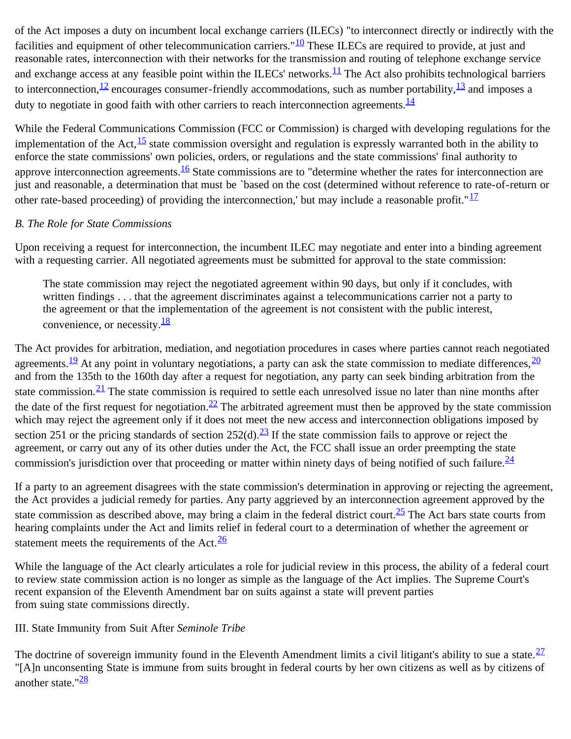of the Act imposes a duty on incumbent local exchange carriers (ILECs) "to interconnect directly or indirectly with the facilities and equipment of other telecommunication carriers."[10] These ILECs are required to provide, at just and reasonable rates, interconnection with their networks for the transmission and routing of telephone exchange service and exchange access at any feasible point within the ILECs' networks.[11] The Act also prohibits technological barriers to interconnection,[12] encourages consumer-friendly accommodations, such as number portability,[13] and imposes a duty to negotiate in good faith with other carriers to reach interconnection agreements.[14]

While the Federal Communications Commission (FCC or Commission) is charged with developing regulations for the implementation of the Act,[15] state commission oversight and regulation is expressly warranted both in the ability to enforce the state commissions' own policies, orders, or regulations and the state commissions' final authority to approve interconnection agreements.[16] State commissions are to "determine whether the rates for interconnection are just and reasonable, a determination that must be `based on the cost (determined without reference to rate-of-return or other rate-based proceeding) of providing the interconnection,' but may include a reasonable profit."[17]

*B. The Role for State Commissions*

Upon receiving a request for interconnection, the incumbent ILEC may negotiate and enter into a binding agreement with a requesting carrier. All negotiated agreements must be submitted for approval to the state commission:

> The state commission may reject the negotiated agreement within 90 days, but only if it concludes, with written findings . . . that the agreement discriminates against a telecommunications carrier not a party to the agreement or that the implementation of the agreement is not consistent with the public interest, convenience, or necessity.[18]

The Act provides for arbitration, mediation, and negotiation procedures in cases where parties cannot reach negotiated agreements.[19] At any point in voluntary negotiations, a party can ask the state commission to mediate differences,[20] and from the 135th to the 160th day after a request for negotiation, any party can seek binding arbitration from the state commission.[21] The state commission is required to settle each unresolved issue no later than nine months after the date of the first request for negotiation.[22] The arbitrated agreement must then be approved by the state commission which may reject the agreement only if it does not meet the new access and interconnection obligations imposed by section 251 or the pricing standards of section 252(d).[23] If the state commission fails to approve or reject the agreement, or carry out any of its other duties under the Act, the FCC shall issue an order preempting the state commission's jurisdiction over that proceeding or matter within ninety days of being notified of such failure.[24]

If a party to an agreement disagrees with the state commission's determination in approving or rejecting the agreement, the Act provides a judicial remedy for parties. Any party aggrieved by an interconnection agreement approved by the state commission as described above, may bring a claim in the federal district court.[25] The Act bars state courts from hearing complaints under the Act and limits relief in federal court to a determination of whether the agreement or statement meets the requirements of the Act.[26]

While the language of the Act clearly articulates a role for judicial review in this process, the ability of a federal court to review state commission action is no longer as simple as the language of the Act implies. The Supreme Court's recent expansion of the Eleventh Amendment bar on suits against a state will prevent parties from suing state commissions directly.

III. State Immunity from Suit After *Seminole Tribe*

The doctrine of sovereign immunity found in the Eleventh Amendment limits a civil litigant's ability to sue a state.[27] "[A]n unconsenting State is immune from suits brought in federal courts by her own citizens as well as by citizens of another state."[28]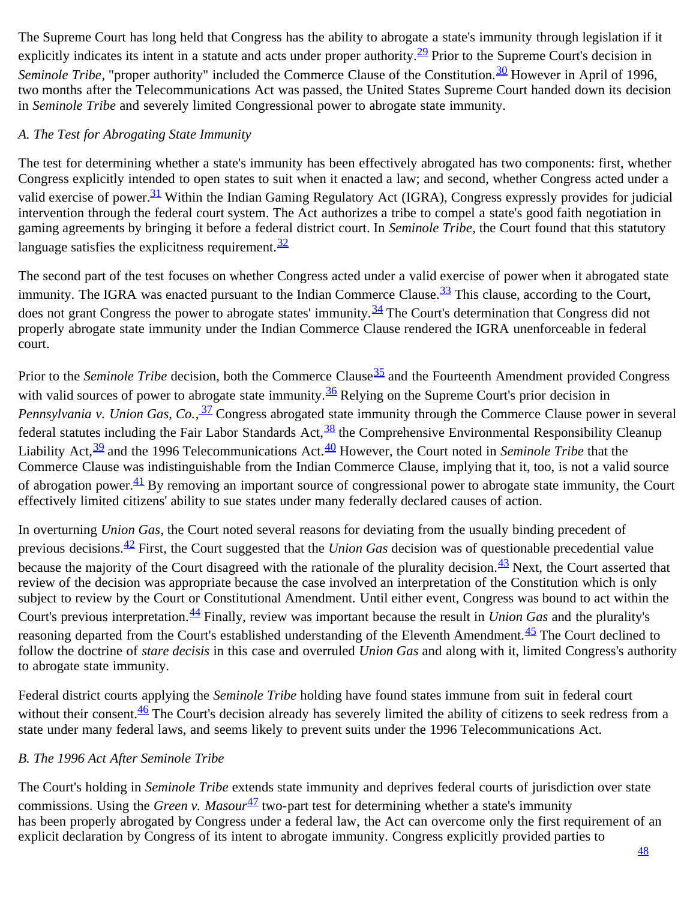The Supreme Court has long held that Congress has the ability to abrogate a state's immunity through legislation if it explicitly indicates its intent in a statute and acts under proper authority.[29] Prior to the Supreme Court's decision in *Seminole Tribe*, "proper authority" included the Commerce Clause of the Constitution.[30] However in April of 1996, two months after the Telecommunications Act was passed, the United States Supreme Court handed down its decision in *Seminole Tribe* and severely limited Congressional power to abrogate state immunity.

*A. The Test for Abrogating State Immunity*

The test for determining whether a state's immunity has been effectively abrogated has two components: first, whether Congress explicitly intended to open states to suit when it enacted a law; and second, whether Congress acted under a valid exercise of power.[31] Within the Indian Gaming Regulatory Act (IGRA), Congress expressly provides for judicial intervention through the federal court system. The Act authorizes a tribe to compel a state's good faith negotiation in gaming agreements by bringing it before a federal district court. In *Seminole Tribe*, the Court found that this statutory language satisfies the explicitness requirement.[32]

The second part of the test focuses on whether Congress acted under a valid exercise of power when it abrogated state immunity. The IGRA was enacted pursuant to the Indian Commerce Clause.[33] This clause, according to the Court, does not grant Congress the power to abrogate states' immunity.[34] The Court's determination that Congress did not properly abrogate state immunity under the Indian Commerce Clause rendered the IGRA unenforceable in federal court.

Prior to the *Seminole Tribe* decision, both the Commerce Clause[35] and the Fourteenth Amendment provided Congress with valid sources of power to abrogate state immunity.[36] Relying on the Supreme Court's prior decision in *Pennsylvania v. Union Gas, Co.*,[37] Congress abrogated state immunity through the Commerce Clause power in several federal statutes including the Fair Labor Standards Act,[38] the Comprehensive Environmental Responsibility Cleanup Liability Act,[39] and the 1996 Telecommunications Act.[40] However, the Court noted in *Seminole Tribe* that the Commerce Clause was indistinguishable from the Indian Commerce Clause, implying that it, too, is not a valid source of abrogation power.[41] By removing an important source of congressional power to abrogate state immunity, the Court effectively limited citizens' ability to sue states under many federally declared causes of action.

In overturning *Union Gas*, the Court noted several reasons for deviating from the usually binding precedent of previous decisions.[42] First, the Court suggested that the *Union Gas* decision was of questionable precedential value because the majority of the Court disagreed with the rationale of the plurality decision.[43] Next, the Court asserted that review of the decision was appropriate because the case involved an interpretation of the Constitution which is only subject to review by the Court or Constitutional Amendment. Until either event, Congress was bound to act within the Court's previous interpretation.[44] Finally, review was important because the result in *Union Gas* and the plurality's reasoning departed from the Court's established understanding of the Eleventh Amendment.[45] The Court declined to follow the doctrine of *stare decisis* in this case and overruled *Union Gas* and along with it, limited Congress's authority to abrogate state immunity.

Federal district courts applying the *Seminole Tribe* holding have found states immune from suit in federal court without their consent.[46] The Court's decision already has severely limited the ability of citizens to seek redress from a state under many federal laws, and seems likely to prevent suits under the 1996 Telecommunications Act.

*B. The 1996 Act After Seminole Tribe*

The Court's holding in *Seminole Tribe* extends state immunity and deprives federal courts of jurisdiction over state commissions. Using the *Green v. Masour*[47] two-part test for determining whether a state's immunity has been properly abrogated by Congress under a federal law, the Act can overcome only the first requirement of an explicit declaration by Congress of its intent to abrogate immunity. Congress explicitly provided parties to [48]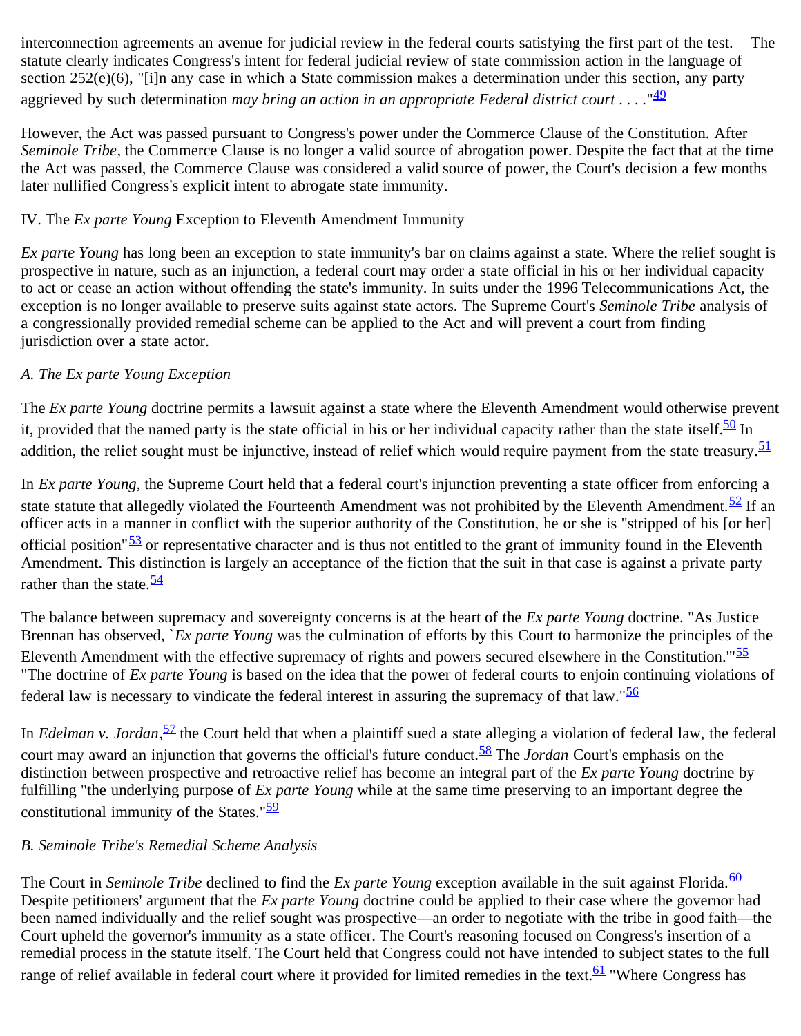interconnection agreements an avenue for judicial review in the federal courts satisfying the first part of the test. The statute clearly indicates Congress's intent for federal judicial review of state commission action in the language of section 252(e)(6), "[i]n any case in which a State commission makes a determination under this section, any party aggrieved by such determination *may bring an action in an appropriate Federal district court* . . . ."[49]

However, the Act was passed pursuant to Congress's power under the Commerce Clause of the Constitution. After *Seminole Tribe*, the Commerce Clause is no longer a valid source of abrogation power. Despite the fact that at the time the Act was passed, the Commerce Clause was considered a valid source of power, the Court's decision a few months later nullified Congress's explicit intent to abrogate state immunity.

## IV. The *Ex parte Young* Exception to Eleventh Amendment Immunity

*Ex parte Young* has long been an exception to state immunity's bar on claims against a state. Where the relief sought is prospective in nature, such as an injunction, a federal court may order a state official in his or her individual capacity to act or cease an action without offending the state's immunity. In suits under the 1996 Telecommunications Act, the exception is no longer available to preserve suits against state actors. The Supreme Court's *Seminole Tribe* analysis of a congressionally provided remedial scheme can be applied to the Act and will prevent a court from finding jurisdiction over a state actor.

### *A. The Ex parte Young Exception*

The *Ex parte Young* doctrine permits a lawsuit against a state where the Eleventh Amendment would otherwise prevent it, provided that the named party is the state official in his or her individual capacity rather than the state itself.[50] In addition, the relief sought must be injunctive, instead of relief which would require payment from the state treasury.[51]

In *Ex parte Young*, the Supreme Court held that a federal court's injunction preventing a state officer from enforcing a state statute that allegedly violated the Fourteenth Amendment was not prohibited by the Eleventh Amendment.[52] If an officer acts in a manner in conflict with the superior authority of the Constitution, he or she is "stripped of his [or her] official position"[53] or representative character and is thus not entitled to the grant of immunity found in the Eleventh Amendment. This distinction is largely an acceptance of the fiction that the suit in that case is against a private party rather than the state.[54]

The balance between supremacy and sovereignty concerns is at the heart of the *Ex parte Young* doctrine. "As Justice Brennan has observed, `*Ex parte Young* was the culmination of efforts by this Court to harmonize the principles of the Eleventh Amendment with the effective supremacy of rights and powers secured elsewhere in the Constitution.'"[55] "The doctrine of *Ex parte Young* is based on the idea that the power of federal courts to enjoin continuing violations of federal law is necessary to vindicate the federal interest in assuring the supremacy of that law."[56]

In *Edelman v. Jordan*,[57] the Court held that when a plaintiff sued a state alleging a violation of federal law, the federal court may award an injunction that governs the official's future conduct.[58] The *Jordan* Court's emphasis on the distinction between prospective and retroactive relief has become an integral part of the *Ex parte Young* doctrine by fulfilling "the underlying purpose of *Ex parte Young* while at the same time preserving to an important degree the constitutional immunity of the States."[59]

### *B. Seminole Tribe's Remedial Scheme Analysis*

The Court in *Seminole Tribe* declined to find the *Ex parte Young* exception available in the suit against Florida.[60] Despite petitioners' argument that the *Ex parte Young* doctrine could be applied to their case where the governor had been named individually and the relief sought was prospective—an order to negotiate with the tribe in good faith—the Court upheld the governor's immunity as a state officer. The Court's reasoning focused on Congress's insertion of a remedial process in the statute itself. The Court held that Congress could not have intended to subject states to the full range of relief available in federal court where it provided for limited remedies in the text.[61] "Where Congress has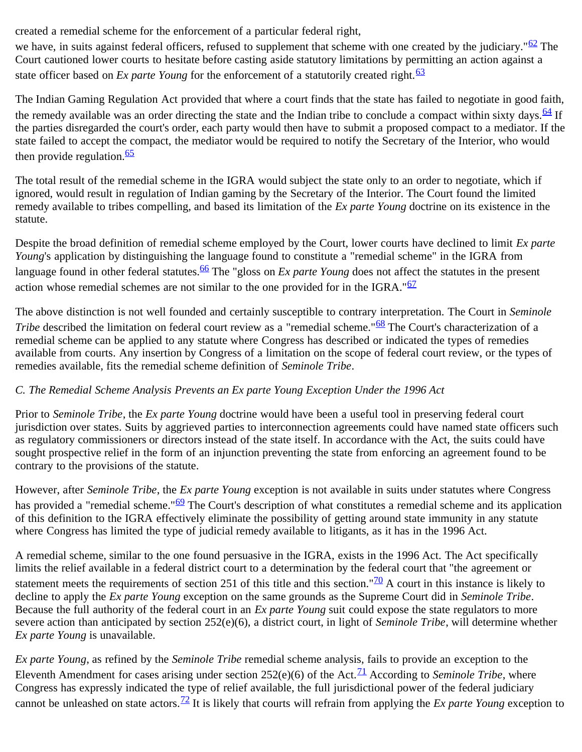created a remedial scheme for the enforcement of a particular federal right, we have, in suits against federal officers, refused to supplement that scheme with one created by the judiciary."[62] The Court cautioned lower courts to hesitate before casting aside statutory limitations by permitting an action against a state officer based on *Ex parte Young* for the enforcement of a statutorily created right.[63]

The Indian Gaming Regulation Act provided that where a court finds that the state has failed to negotiate in good faith, the remedy available was an order directing the state and the Indian tribe to conclude a compact within sixty days.[64] If the parties disregarded the court's order, each party would then have to submit a proposed compact to a mediator. If the state failed to accept the compact, the mediator would be required to notify the Secretary of the Interior, who would then provide regulation.[65]

The total result of the remedial scheme in the IGRA would subject the state only to an order to negotiate, which if ignored, would result in regulation of Indian gaming by the Secretary of the Interior. The Court found the limited remedy available to tribes compelling, and based its limitation of the *Ex parte Young* doctrine on its existence in the statute.

Despite the broad definition of remedial scheme employed by the Court, lower courts have declined to limit *Ex parte Young*'s application by distinguishing the language found to constitute a "remedial scheme" in the IGRA from language found in other federal statutes.[66] The "gloss on *Ex parte Young* does not affect the statutes in the present action whose remedial schemes are not similar to the one provided for in the IGRA."[67]

The above distinction is not well founded and certainly susceptible to contrary interpretation. The Court in *Seminole Tribe* described the limitation on federal court review as a "remedial scheme."[68] The Court's characterization of a remedial scheme can be applied to any statute where Congress has described or indicated the types of remedies available from courts. Any insertion by Congress of a limitation on the scope of federal court review, or the types of remedies available, fits the remedial scheme definition of *Seminole Tribe*.

*C. The Remedial Scheme Analysis Prevents an Ex parte Young Exception Under the 1996 Act*

Prior to *Seminole Tribe*, the *Ex parte Young* doctrine would have been a useful tool in preserving federal court jurisdiction over states. Suits by aggrieved parties to interconnection agreements could have named state officers such as regulatory commissioners or directors instead of the state itself. In accordance with the Act, the suits could have sought prospective relief in the form of an injunction preventing the state from enforcing an agreement found to be contrary to the provisions of the statute.

However, after *Seminole Tribe*, the *Ex parte Young* exception is not available in suits under statutes where Congress has provided a "remedial scheme."[69] The Court's description of what constitutes a remedial scheme and its application of this definition to the IGRA effectively eliminate the possibility of getting around state immunity in any statute where Congress has limited the type of judicial remedy available to litigants, as it has in the 1996 Act.

A remedial scheme, similar to the one found persuasive in the IGRA, exists in the 1996 Act. The Act specifically limits the relief available in a federal district court to a determination by the federal court that "the agreement or statement meets the requirements of section 251 of this title and this section."[70] A court in this instance is likely to decline to apply the *Ex parte Young* exception on the same grounds as the Supreme Court did in *Seminole Tribe*. Because the full authority of the federal court in an *Ex parte Young* suit could expose the state regulators to more severe action than anticipated by section 252(e)(6), a district court, in light of *Seminole Tribe*, will determine whether *Ex parte Young* is unavailable.

*Ex parte Young*, as refined by the *Seminole Tribe* remedial scheme analysis, fails to provide an exception to the Eleventh Amendment for cases arising under section 252(e)(6) of the Act.[71] According to *Seminole Tribe*, where Congress has expressly indicated the type of relief available, the full jurisdictional power of the federal judiciary cannot be unleashed on state actors.[72] It is likely that courts will refrain from applying the *Ex parte Young* exception to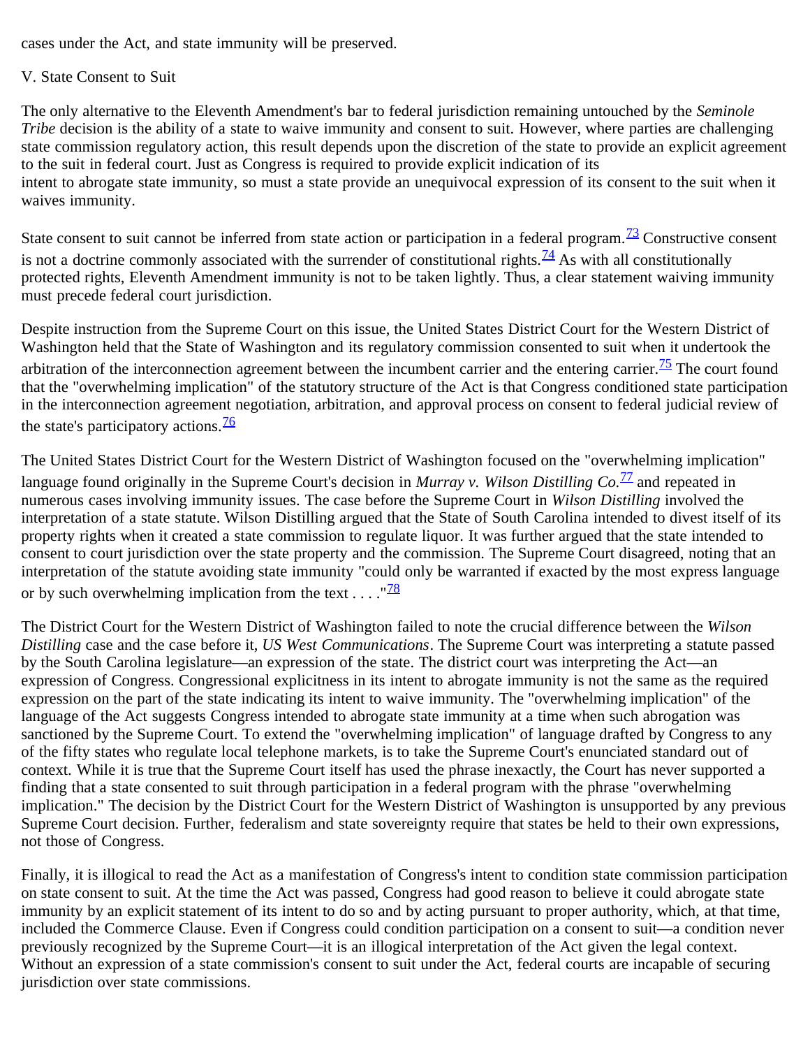cases under the Act, and state immunity will be preserved.

## V. State Consent to Suit

The only alternative to the Eleventh Amendment's bar to federal jurisdiction remaining untouched by the *Seminole Tribe* decision is the ability of a state to waive immunity and consent to suit. However, where parties are challenging state commission regulatory action, this result depends upon the discretion of the state to provide an explicit agreement to the suit in federal court. Just as Congress is required to provide explicit indication of its intent to abrogate state immunity, so must a state provide an unequivocal expression of its consent to the suit when it waives immunity.

State consent to suit cannot be inferred from state action or participation in a federal program.[73] Constructive consent is not a doctrine commonly associated with the surrender of constitutional rights.[74] As with all constitutionally protected rights, Eleventh Amendment immunity is not to be taken lightly. Thus, a clear statement waiving immunity must precede federal court jurisdiction.

Despite instruction from the Supreme Court on this issue, the United States District Court for the Western District of Washington held that the State of Washington and its regulatory commission consented to suit when it undertook the arbitration of the interconnection agreement between the incumbent carrier and the entering carrier.[75] The court found that the "overwhelming implication" of the statutory structure of the Act is that Congress conditioned state participation in the interconnection agreement negotiation, arbitration, and approval process on consent to federal judicial review of the state's participatory actions.[76]

The United States District Court for the Western District of Washington focused on the "overwhelming implication" language found originally in the Supreme Court's decision in *Murray v. Wilson Distilling Co.*[77] and repeated in numerous cases involving immunity issues. The case before the Supreme Court in *Wilson Distilling* involved the interpretation of a state statute. Wilson Distilling argued that the State of South Carolina intended to divest itself of its property rights when it created a state commission to regulate liquor. It was further argued that the state intended to consent to court jurisdiction over the state property and the commission. The Supreme Court disagreed, noting that an interpretation of the statute avoiding state immunity "could only be warranted if exacted by the most express language or by such overwhelming implication from the text . . . ."[78]

The District Court for the Western District of Washington failed to note the crucial difference between the *Wilson Distilling* case and the case before it, *US West Communications*. The Supreme Court was interpreting a statute passed by the South Carolina legislature—an expression of the state. The district court was interpreting the Act—an expression of Congress. Congressional explicitness in its intent to abrogate immunity is not the same as the required expression on the part of the state indicating its intent to waive immunity. The "overwhelming implication" of the language of the Act suggests Congress intended to abrogate state immunity at a time when such abrogation was sanctioned by the Supreme Court. To extend the "overwhelming implication" of language drafted by Congress to any of the fifty states who regulate local telephone markets, is to take the Supreme Court's enunciated standard out of context. While it is true that the Supreme Court itself has used the phrase inexactly, the Court has never supported a finding that a state consented to suit through participation in a federal program with the phrase "overwhelming implication." The decision by the District Court for the Western District of Washington is unsupported by any previous Supreme Court decision. Further, federalism and state sovereignty require that states be held to their own expressions, not those of Congress.

Finally, it is illogical to read the Act as a manifestation of Congress's intent to condition state commission participation on state consent to suit. At the time the Act was passed, Congress had good reason to believe it could abrogate state immunity by an explicit statement of its intent to do so and by acting pursuant to proper authority, which, at that time, included the Commerce Clause. Even if Congress could condition participation on a consent to suit—a condition never previously recognized by the Supreme Court—it is an illogical interpretation of the Act given the legal context. Without an expression of a state commission's consent to suit under the Act, federal courts are incapable of securing jurisdiction over state commissions.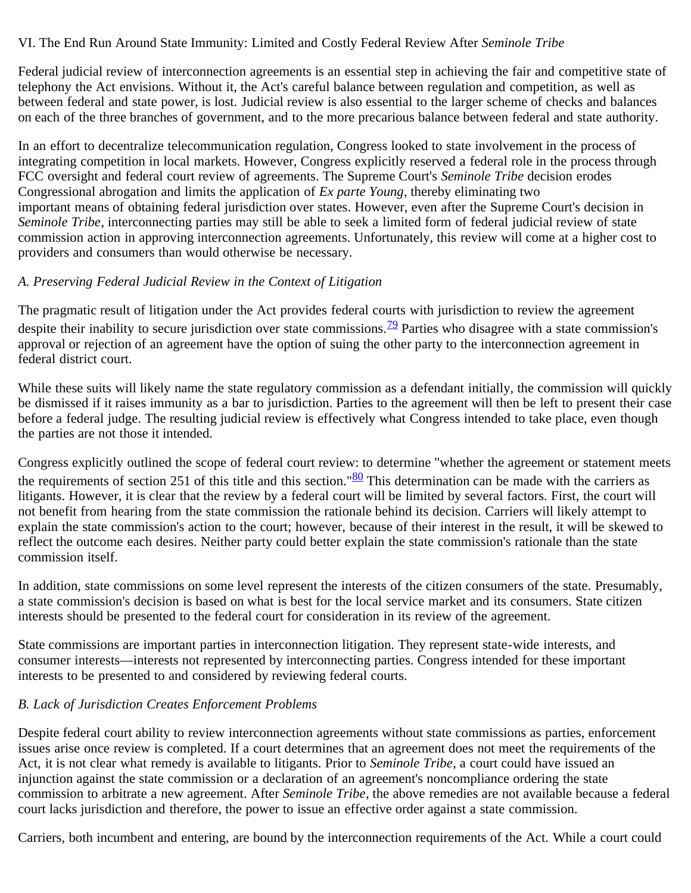VI. The End Run Around State Immunity: Limited and Costly Federal Review After *Seminole Tribe*

Federal judicial review of interconnection agreements is an essential step in achieving the fair and competitive state of telephony the Act envisions. Without it, the Act's careful balance between regulation and competition, as well as between federal and state power, is lost. Judicial review is also essential to the larger scheme of checks and balances on each of the three branches of government, and to the more precarious balance between federal and state authority.

In an effort to decentralize telecommunication regulation, Congress looked to state involvement in the process of integrating competition in local markets. However, Congress explicitly reserved a federal role in the process through FCC oversight and federal court review of agreements. The Supreme Court's *Seminole Tribe* decision erodes Congressional abrogation and limits the application of *Ex parte Young*, thereby eliminating two important means of obtaining federal jurisdiction over states. However, even after the Supreme Court's decision in *Seminole Tribe*, interconnecting parties may still be able to seek a limited form of federal judicial review of state commission action in approving interconnection agreements. Unfortunately, this review will come at a higher cost to providers and consumers than would otherwise be necessary.

*A. Preserving Federal Judicial Review in the Context of Litigation*

The pragmatic result of litigation under the Act provides federal courts with jurisdiction to review the agreement despite their inability to secure jurisdiction over state commissions.[79] Parties who disagree with a state commission's approval or rejection of an agreement have the option of suing the other party to the interconnection agreement in federal district court.

While these suits will likely name the state regulatory commission as a defendant initially, the commission will quickly be dismissed if it raises immunity as a bar to jurisdiction. Parties to the agreement will then be left to present their case before a federal judge. The resulting judicial review is effectively what Congress intended to take place, even though the parties are not those it intended.

Congress explicitly outlined the scope of federal court review: to determine "whether the agreement or statement meets the requirements of section 251 of this title and this section."[80] This determination can be made with the carriers as litigants. However, it is clear that the review by a federal court will be limited by several factors. First, the court will not benefit from hearing from the state commission the rationale behind its decision. Carriers will likely attempt to explain the state commission's action to the court; however, because of their interest in the result, it will be skewed to reflect the outcome each desires. Neither party could better explain the state commission's rationale than the state commission itself.

In addition, state commissions on some level represent the interests of the citizen consumers of the state. Presumably, a state commission's decision is based on what is best for the local service market and its consumers. State citizen interests should be presented to the federal court for consideration in its review of the agreement.

State commissions are important parties in interconnection litigation. They represent state-wide interests, and consumer interests—interests not represented by interconnecting parties. Congress intended for these important interests to be presented to and considered by reviewing federal courts.

*B. Lack of Jurisdiction Creates Enforcement Problems*

Despite federal court ability to review interconnection agreements without state commissions as parties, enforcement issues arise once review is completed. If a court determines that an agreement does not meet the requirements of the Act, it is not clear what remedy is available to litigants. Prior to *Seminole Tribe*, a court could have issued an injunction against the state commission or a declaration of an agreement's noncompliance ordering the state commission to arbitrate a new agreement. After *Seminole Tribe*, the above remedies are not available because a federal court lacks jurisdiction and therefore, the power to issue an effective order against a state commission.

Carriers, both incumbent and entering, are bound by the interconnection requirements of the Act. While a court could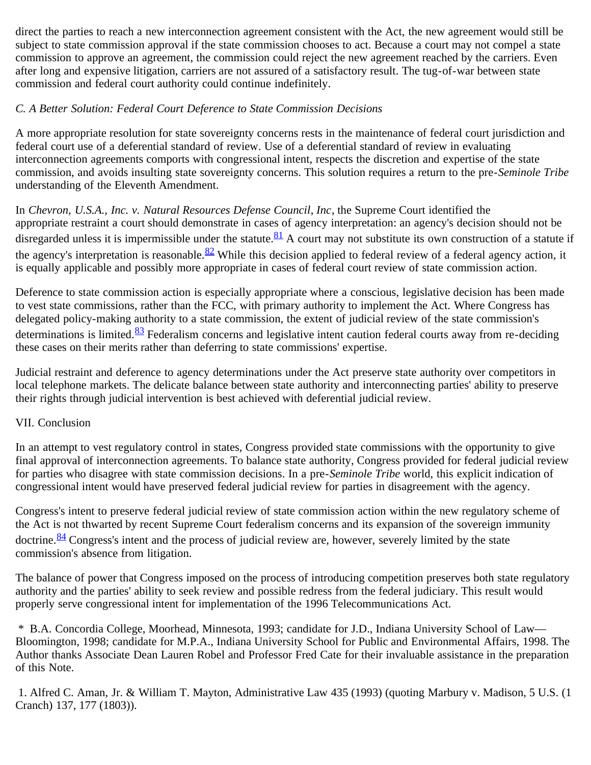direct the parties to reach a new interconnection agreement consistent with the Act, the new agreement would still be subject to state commission approval if the state commission chooses to act. Because a court may not compel a state commission to approve an agreement, the commission could reject the new agreement reached by the carriers. Even after long and expensive litigation, carriers are not assured of a satisfactory result. The tug-of-war between state commission and federal court authority could continue indefinitely.

*C. A Better Solution: Federal Court Deference to State Commission Decisions*

A more appropriate resolution for state sovereignty concerns rests in the maintenance of federal court jurisdiction and federal court use of a deferential standard of review. Use of a deferential standard of review in evaluating interconnection agreements comports with congressional intent, respects the discretion and expertise of the state commission, and avoids insulting state sovereignty concerns. This solution requires a return to the pre-*Seminole Tribe* understanding of the Eleventh Amendment.

In *Chevron, U.S.A., Inc. v. Natural Resources Defense Council, Inc*, the Supreme Court identified the appropriate restraint a court should demonstrate in cases of agency interpretation: an agency's decision should not be disregarded unless it is impermissible under the statute.[81] A court may not substitute its own construction of a statute if the agency's interpretation is reasonable.[82] While this decision applied to federal review of a federal agency action, it is equally applicable and possibly more appropriate in cases of federal court review of state commission action.

Deference to state commission action is especially appropriate where a conscious, legislative decision has been made to vest state commissions, rather than the FCC, with primary authority to implement the Act. Where Congress has delegated policy-making authority to a state commission, the extent of judicial review of the state commission's determinations is limited.[83] Federalism concerns and legislative intent caution federal courts away from re-deciding these cases on their merits rather than deferring to state commissions' expertise.

Judicial restraint and deference to agency determinations under the Act preserve state authority over competitors in local telephone markets. The delicate balance between state authority and interconnecting parties' ability to preserve their rights through judicial intervention is best achieved with deferential judicial review.

VII. Conclusion

In an attempt to vest regulatory control in states, Congress provided state commissions with the opportunity to give final approval of interconnection agreements. To balance state authority, Congress provided for federal judicial review for parties who disagree with state commission decisions. In a pre-*Seminole Tribe* world, this explicit indication of congressional intent would have preserved federal judicial review for parties in disagreement with the agency.

Congress's intent to preserve federal judicial review of state commission action within the new regulatory scheme of the Act is not thwarted by recent Supreme Court federalism concerns and its expansion of the sovereign immunity doctrine.[84] Congress's intent and the process of judicial review are, however, severely limited by the state commission's absence from litigation.

The balance of power that Congress imposed on the process of introducing competition preserves both state regulatory authority and the parties' ability to seek review and possible redress from the federal judiciary. This result would properly serve congressional intent for implementation of the 1996 Telecommunications Act.

\* B.A. Concordia College, Moorhead, Minnesota, 1993; candidate for J.D., Indiana University School of Law—Bloomington, 1998; candidate for M.P.A., Indiana University School for Public and Environmental Affairs, 1998. The Author thanks Associate Dean Lauren Robel and Professor Fred Cate for their invaluable assistance in the preparation of this Note.

1. Alfred C. Aman, Jr. & William T. Mayton, Administrative Law 435 (1993) (quoting Marbury v. Madison, 5 U.S. (1 Cranch) 137, 177 (1803)).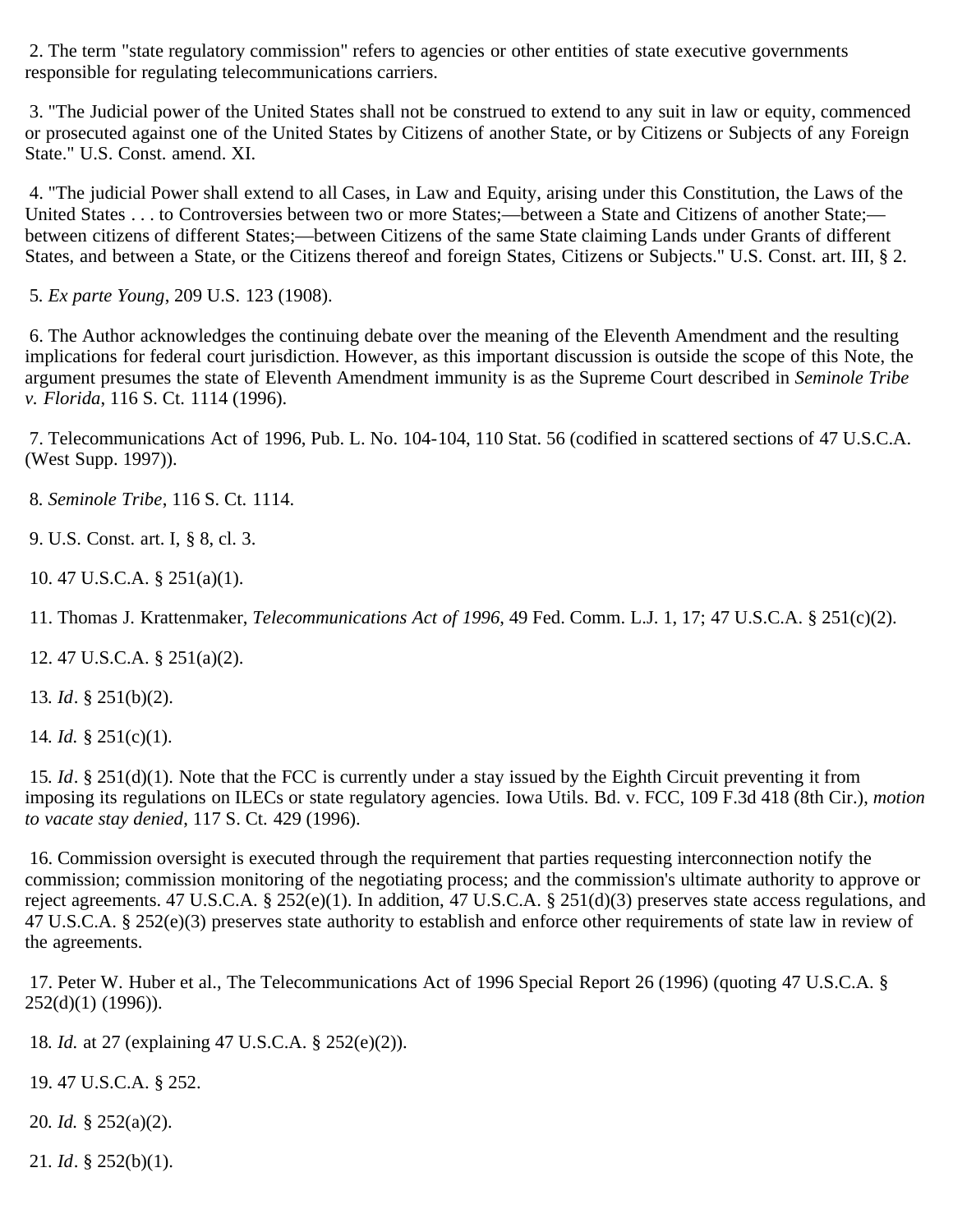2. The term "state regulatory commission" refers to agencies or other entities of state executive governments responsible for regulating telecommunications carriers.

3. "The Judicial power of the United States shall not be construed to extend to any suit in law or equity, commenced or prosecuted against one of the United States by Citizens of another State, or by Citizens or Subjects of any Foreign State." U.S. Const. amend. XI.

4. "The judicial Power shall extend to all Cases, in Law and Equity, arising under this Constitution, the Laws of the United States . . . to Controversies between two or more States;—between a State and Citizens of another State;—between citizens of different States;—between Citizens of the same State claiming Lands under Grants of different States, and between a State, or the Citizens thereof and foreign States, Citizens or Subjects." U.S. Const. art. III, § 2.

5. *Ex parte Young*, 209 U.S. 123 (1908).

6. The Author acknowledges the continuing debate over the meaning of the Eleventh Amendment and the resulting implications for federal court jurisdiction. However, as this important discussion is outside the scope of this Note, the argument presumes the state of Eleventh Amendment immunity is as the Supreme Court described in *Seminole Tribe v. Florida*, 116 S. Ct. 1114 (1996).

7. Telecommunications Act of 1996, Pub. L. No. 104-104, 110 Stat. 56 (codified in scattered sections of 47 U.S.C.A. (West Supp. 1997)).

8. *Seminole Tribe*, 116 S. Ct. 1114.

9. U.S. Const. art. I, § 8, cl. 3.

10. 47 U.S.C.A. § 251(a)(1).

11. Thomas J. Krattenmaker, *Telecommunications Act of 1996*, 49 Fed. Comm. L.J. 1, 17; 47 U.S.C.A. § 251(c)(2).

12. 47 U.S.C.A. § 251(a)(2).

13. *Id*. § 251(b)(2).

14. *Id.* § 251(c)(1).

15. *Id*. § 251(d)(1). Note that the FCC is currently under a stay issued by the Eighth Circuit preventing it from imposing its regulations on ILECs or state regulatory agencies. Iowa Utils. Bd. v. FCC, 109 F.3d 418 (8th Cir.), *motion to vacate stay denied*, 117 S. Ct. 429 (1996).

16. Commission oversight is executed through the requirement that parties requesting interconnection notify the commission; commission monitoring of the negotiating process; and the commission's ultimate authority to approve or reject agreements. 47 U.S.C.A. § 252(e)(1). In addition, 47 U.S.C.A. § 251(d)(3) preserves state access regulations, and 47 U.S.C.A. § 252(e)(3) preserves state authority to establish and enforce other requirements of state law in review of the agreements.

17. Peter W. Huber et al., The Telecommunications Act of 1996 Special Report 26 (1996) (quoting 47 U.S.C.A. § 252(d)(1) (1996)).

18. *Id.* at 27 (explaining 47 U.S.C.A. § 252(e)(2)).

19. 47 U.S.C.A. § 252.

20. *Id.* § 252(a)(2).

21. *Id*. § 252(b)(1).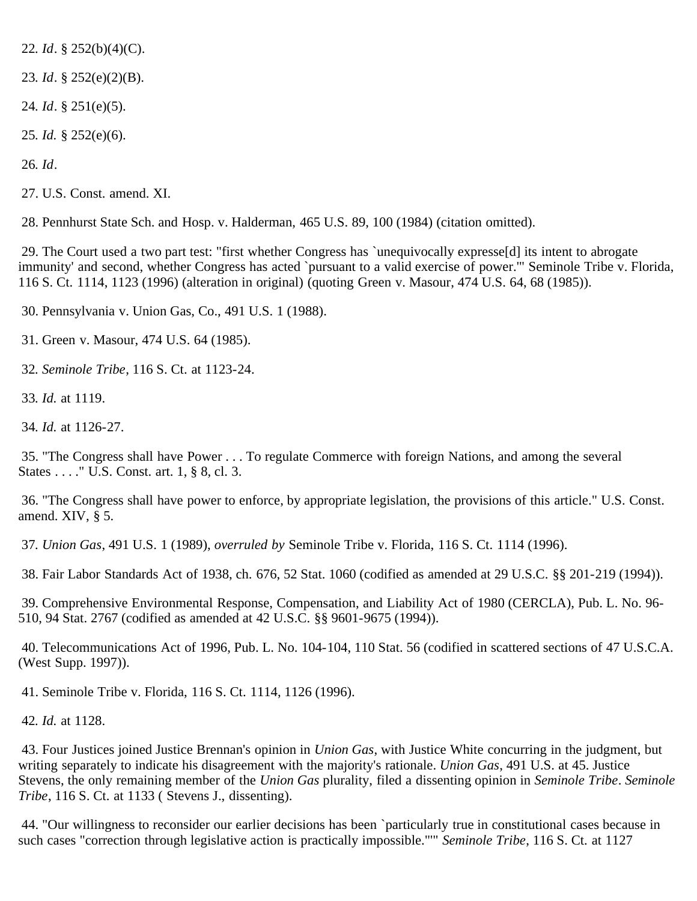22. *Id*. § 252(b)(4)(C).

23. *Id*. § 252(e)(2)(B).

24. *Id*. § 251(e)(5).

25. *Id.* § 252(e)(6).

26. *Id*.

27. U.S. Const. amend. XI.

28. Pennhurst State Sch. and Hosp. v. Halderman, 465 U.S. 89, 100 (1984) (citation omitted).

29. The Court used a two part test: "first whether Congress has `unequivocally expresse[d] its intent to abrogate immunity' and second, whether Congress has acted `pursuant to a valid exercise of power.'" Seminole Tribe v. Florida, 116 S. Ct. 1114, 1123 (1996) (alteration in original) (quoting Green v. Masour, 474 U.S. 64, 68 (1985)).

30. Pennsylvania v. Union Gas, Co., 491 U.S. 1 (1988).

31. Green v. Masour, 474 U.S. 64 (1985).

32. *Seminole Tribe*, 116 S. Ct. at 1123-24.

33. *Id.* at 1119.

34. *Id.* at 1126-27.

35. "The Congress shall have Power . . . To regulate Commerce with foreign Nations, and among the several States . . . ." U.S. Const. art. 1, § 8, cl. 3.

36. "The Congress shall have power to enforce, by appropriate legislation, the provisions of this article." U.S. Const. amend. XIV, § 5.

37. *Union Gas*, 491 U.S. 1 (1989), *overruled by* Seminole Tribe v. Florida, 116 S. Ct. 1114 (1996).

38. Fair Labor Standards Act of 1938, ch. 676, 52 Stat. 1060 (codified as amended at 29 U.S.C. §§ 201-219 (1994)).

39. Comprehensive Environmental Response, Compensation, and Liability Act of 1980 (CERCLA), Pub. L. No. 96-510, 94 Stat. 2767 (codified as amended at 42 U.S.C. §§ 9601-9675 (1994)).

40. Telecommunications Act of 1996, Pub. L. No. 104-104, 110 Stat. 56 (codified in scattered sections of 47 U.S.C.A. (West Supp. 1997)).

41. Seminole Tribe v. Florida, 116 S. Ct. 1114, 1126 (1996).

42. *Id.* at 1128.

43. Four Justices joined Justice Brennan's opinion in *Union Gas*, with Justice White concurring in the judgment, but writing separately to indicate his disagreement with the majority's rationale. *Union Gas*, 491 U.S. at 45. Justice Stevens, the only remaining member of the *Union Gas* plurality, filed a dissenting opinion in *Seminole Tribe*. *Seminole Tribe*, 116 S. Ct. at 1133 ( Stevens J., dissenting).

44. "Our willingness to reconsider our earlier decisions has been `particularly true in constitutional cases because in such cases "correction through legislative action is practically impossible."'" *Seminole Tribe*, 116 S. Ct. at 1127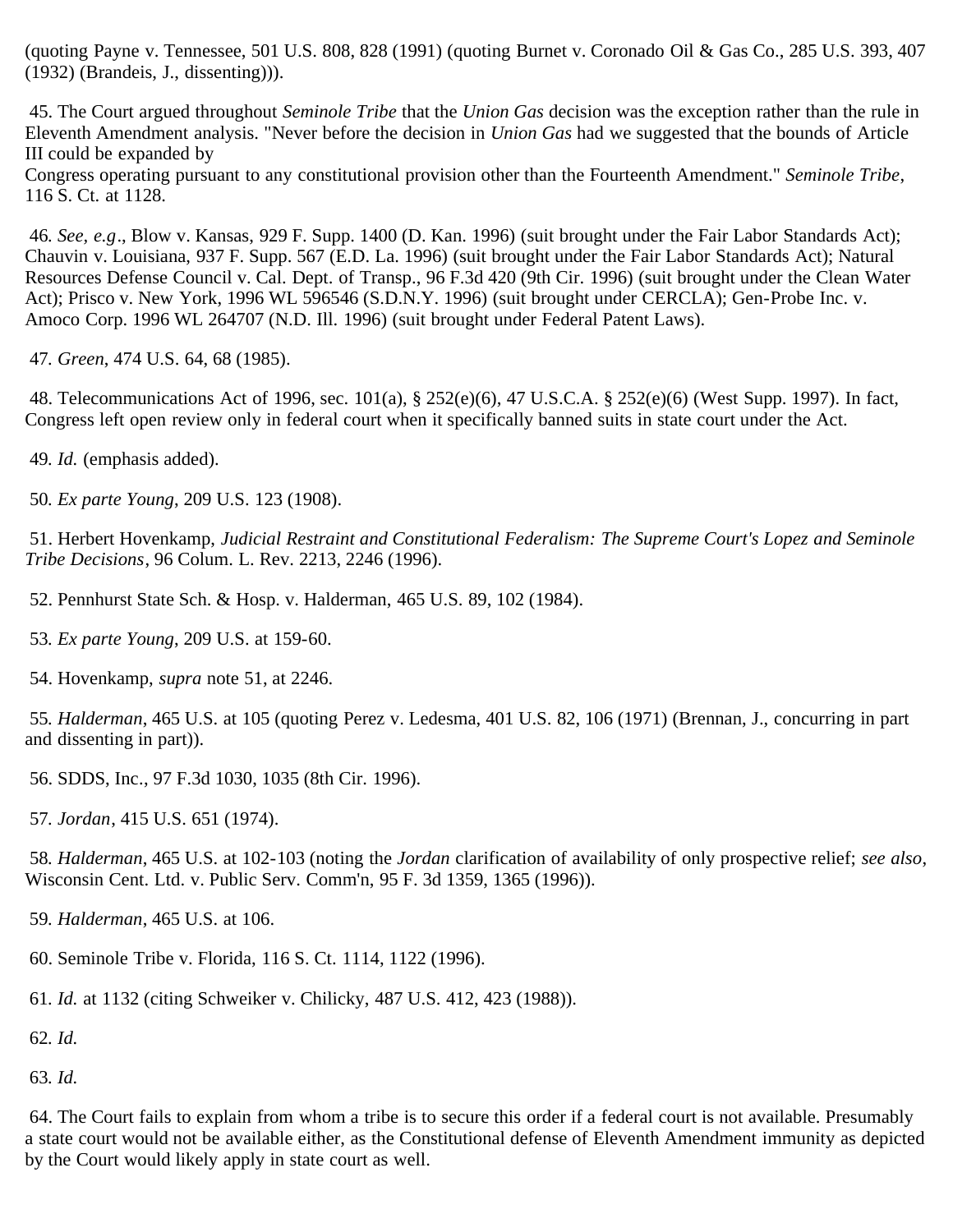(quoting Payne v. Tennessee, 501 U.S. 808, 828 (1991) (quoting Burnet v. Coronado Oil & Gas Co., 285 U.S. 393, 407 (1932) (Brandeis, J., dissenting))).

45. The Court argued throughout *Seminole Tribe* that the *Union Gas* decision was the exception rather than the rule in Eleventh Amendment analysis. "Never before the decision in *Union Gas* had we suggested that the bounds of Article III could be expanded by Congress operating pursuant to any constitutional provision other than the Fourteenth Amendment." *Seminole Tribe*, 116 S. Ct. at 1128.

46. *See, e.g*., Blow v. Kansas, 929 F. Supp. 1400 (D. Kan. 1996) (suit brought under the Fair Labor Standards Act); Chauvin v. Louisiana, 937 F. Supp. 567 (E.D. La. 1996) (suit brought under the Fair Labor Standards Act); Natural Resources Defense Council v. Cal. Dept. of Transp., 96 F.3d 420 (9th Cir. 1996) (suit brought under the Clean Water Act); Prisco v. New York, 1996 WL 596546 (S.D.N.Y. 1996) (suit brought under CERCLA); Gen-Probe Inc. v. Amoco Corp. 1996 WL 264707 (N.D. Ill. 1996) (suit brought under Federal Patent Laws).

47. *Green*, 474 U.S. 64, 68 (1985).

48. Telecommunications Act of 1996, sec. 101(a), § 252(e)(6), 47 U.S.C.A. § 252(e)(6) (West Supp. 1997). In fact, Congress left open review only in federal court when it specifically banned suits in state court under the Act.

49. *Id.* (emphasis added).

50. *Ex parte Young*, 209 U.S. 123 (1908).

51. Herbert Hovenkamp, *Judicial Restraint and Constitutional Federalism: The Supreme Court's Lopez and Seminole Tribe Decisions*, 96 Colum. L. Rev. 2213, 2246 (1996).

52. Pennhurst State Sch. & Hosp. v. Halderman, 465 U.S. 89, 102 (1984).

53. *Ex parte Young*, 209 U.S. at 159-60.

54. Hovenkamp, *supra* note 51, at 2246.

55. *Halderman*, 465 U.S. at 105 (quoting Perez v. Ledesma, 401 U.S. 82, 106 (1971) (Brennan, J., concurring in part and dissenting in part)).

56. SDDS, Inc., 97 F.3d 1030, 1035 (8th Cir. 1996).

57. *Jordan*, 415 U.S. 651 (1974).

58. *Halderman*, 465 U.S. at 102-103 (noting the *Jordan* clarification of availability of only prospective relief; *see also*, Wisconsin Cent. Ltd. v. Public Serv. Comm'n, 95 F. 3d 1359, 1365 (1996)).

59. *Halderman*, 465 U.S. at 106.

60. Seminole Tribe v. Florida, 116 S. Ct. 1114, 1122 (1996).

61. *Id.* at 1132 (citing Schweiker v. Chilicky, 487 U.S. 412, 423 (1988)).

62. *Id.*

63. *Id.*

64. The Court fails to explain from whom a tribe is to secure this order if a federal court is not available. Presumably a state court would not be available either, as the Constitutional defense of Eleventh Amendment immunity as depicted by the Court would likely apply in state court as well.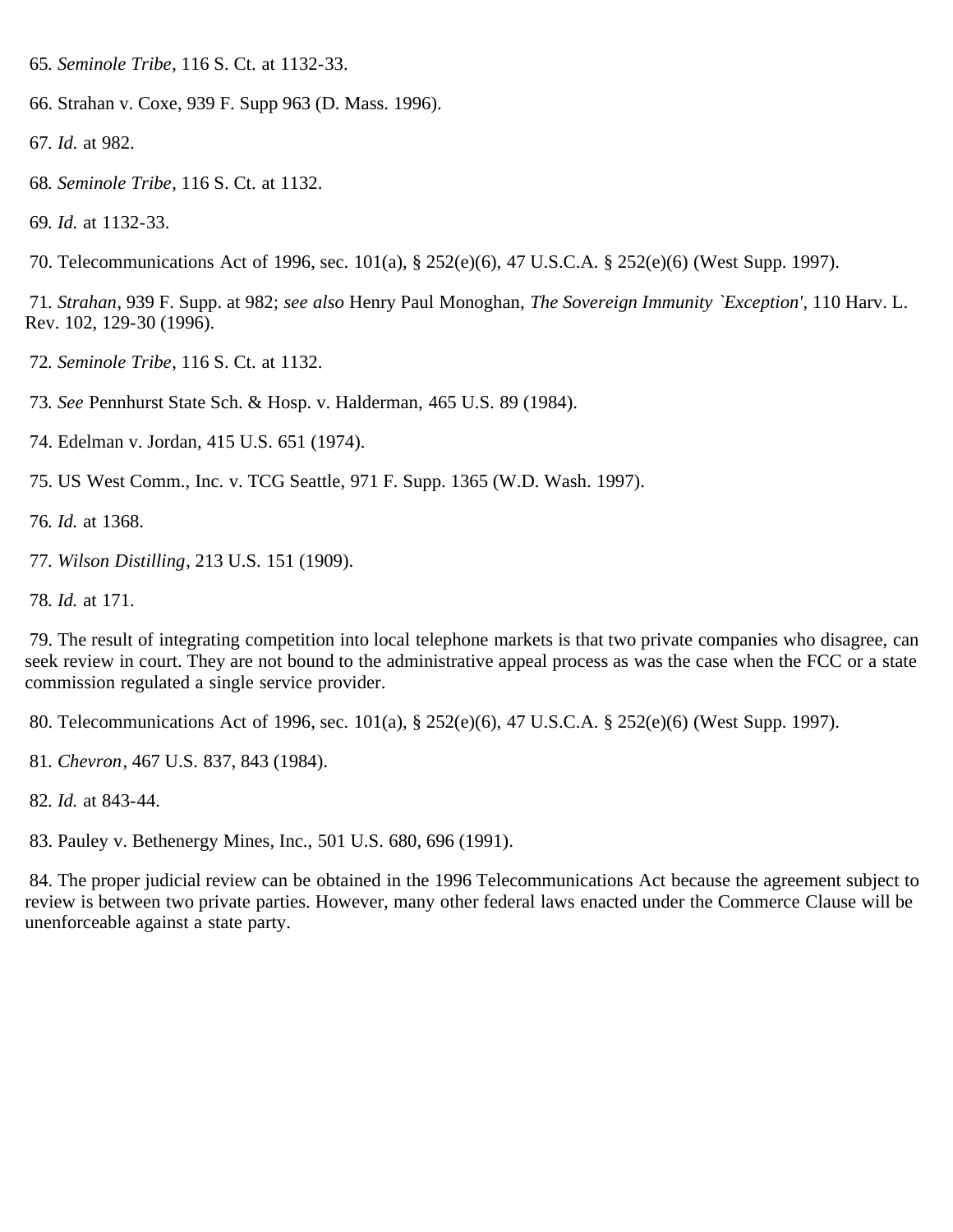65. *Seminole Tribe*, 116 S. Ct. at 1132-33.

66. Strahan v. Coxe, 939 F. Supp 963 (D. Mass. 1996).

67. *Id.* at 982.

68. *Seminole Tribe*, 116 S. Ct. at 1132.

69. *Id.* at 1132-33.

70. Telecommunications Act of 1996, sec. 101(a), § 252(e)(6), 47 U.S.C.A. § 252(e)(6) (West Supp. 1997).

71. *Strahan*, 939 F. Supp. at 982; *see also* Henry Paul Monoghan, *The Sovereign Immunity `Exception'*, 110 Harv. L. Rev. 102, 129-30 (1996).

72. *Seminole Tribe*, 116 S. Ct. at 1132.

73. *See* Pennhurst State Sch. & Hosp. v. Halderman, 465 U.S. 89 (1984).

74. Edelman v. Jordan, 415 U.S. 651 (1974).

75. US West Comm., Inc. v. TCG Seattle, 971 F. Supp. 1365 (W.D. Wash. 1997).

76. *Id.* at 1368.

77. *Wilson Distilling*, 213 U.S. 151 (1909).

78. *Id.* at 171.

79. The result of integrating competition into local telephone markets is that two private companies who disagree, can seek review in court. They are not bound to the administrative appeal process as was the case when the FCC or a state commission regulated a single service provider.

80. Telecommunications Act of 1996, sec. 101(a), § 252(e)(6), 47 U.S.C.A. § 252(e)(6) (West Supp. 1997).

81. *Chevron*, 467 U.S. 837, 843 (1984).

82. *Id.* at 843-44.

83. Pauley v. Bethenergy Mines, Inc., 501 U.S. 680, 696 (1991).

84. The proper judicial review can be obtained in the 1996 Telecommunications Act because the agreement subject to review is between two private parties. However, many other federal laws enacted under the Commerce Clause will be unenforceable against a state party.